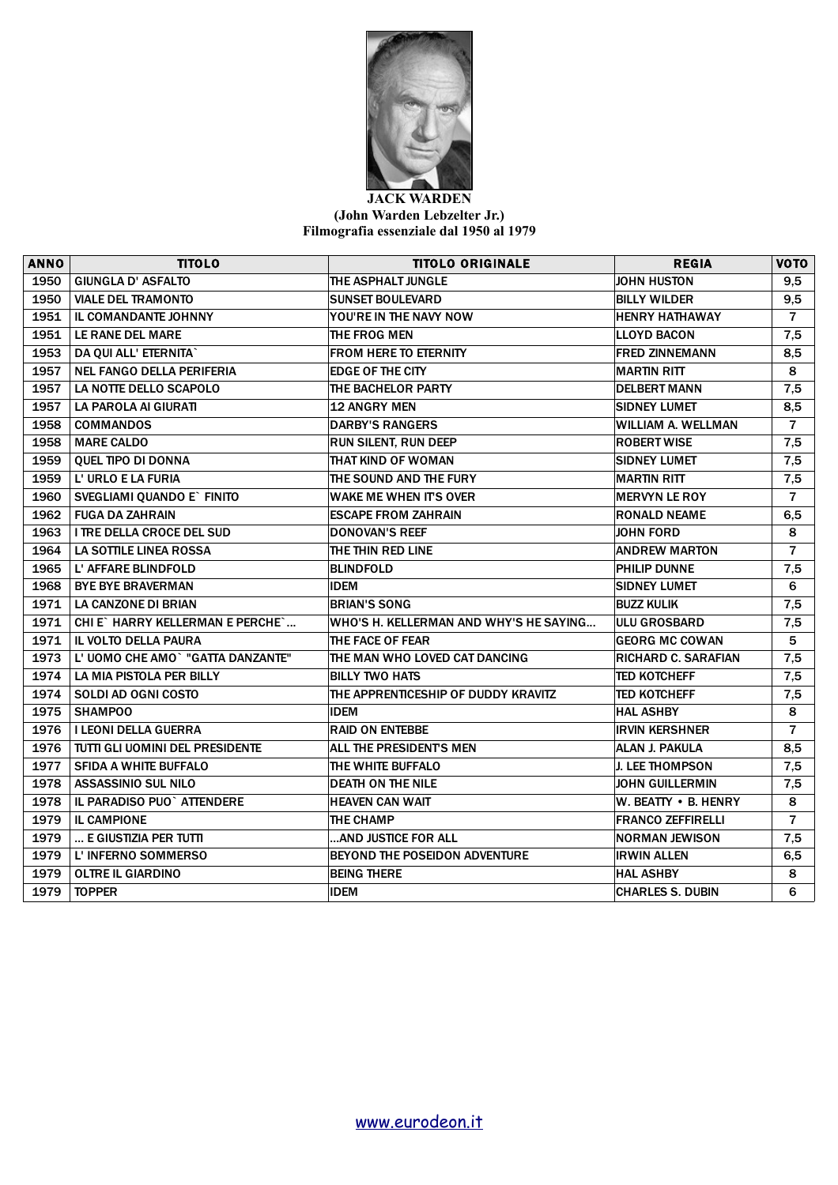**JACK WARDEN**

**(John Warden Lebzelter Jr.)**

**Filmografia essenziale dal 1950 al 1979**

| ANNO | TITOLO | TITOLO ORIGINALE | REGIA | VOTO |
|---|---|---|---|---|
| 1950 | GIUNGLA D' ASFALTO | THE ASPHALT JUNGLE | JOHN HUSTON | 9,5 |
| 1950 | VIALE DEL TRAMONTO | SUNSET BOULEVARD | BILLY WILDER | 9,5 |
| 1951 | IL COMANDANTE JOHNNY | YOU'RE IN THE NAVY NOW | HENRY HATHAWAY | 7 |
| 1951 | LE RANE DEL MARE | THE FROG MEN | LLOYD BACON | 7,5 |
| 1953 | DA QUI ALL' ETERNITA` | FROM HERE TO ETERNITY | FRED ZINNEMANN | 8,5 |
| 1957 | NEL FANGO DELLA PERIFERIA | EDGE OF THE CITY | MARTIN RITT | 8 |
| 1957 | LA NOTTE DELLO SCAPOLO | THE BACHELOR PARTY | DELBERT MANN | 7,5 |
| 1957 | LA PAROLA AI GIURATI | 12 ANGRY MEN | SIDNEY LUMET | 8,5 |
| 1958 | COMMANDOS | DARBY'S RANGERS | WILLIAM A. WELLMAN | 7 |
| 1958 | MARE CALDO | RUN SILENT, RUN DEEP | ROBERT WISE | 7,5 |
| 1959 | QUEL TIPO DI DONNA | THAT KIND OF WOMAN | SIDNEY LUMET | 7,5 |
| 1959 | L' URLO E LA FURIA | THE SOUND AND THE FURY | MARTIN RITT | 7,5 |
| 1960 | SVEGLIAMI QUANDO E` FINITO | WAKE ME WHEN IT'S OVER | MERVYN LE ROY | 7 |
| 1962 | FUGA DA ZAHRAIN | ESCAPE FROM ZAHRAIN | RONALD NEAME | 6,5 |
| 1963 | I TRE DELLA CROCE DEL SUD | DONOVAN'S REEF | JOHN FORD | 8 |
| 1964 | LA SOTTILE LINEA ROSSA | THE THIN RED LINE | ANDREW MARTON | 7 |
| 1965 | L' AFFARE BLINDFOLD | BLINDFOLD | PHILIP DUNNE | 7,5 |
| 1968 | BYE BYE BRAVERMAN | IDEM | SIDNEY LUMET | 6 |
| 1971 | LA CANZONE DI BRIAN | BRIAN'S SONG | BUZZ KULIK | 7,5 |
| 1971 | CHI E` HARRY KELLERMAN E PERCHE`... | WHO'S H. KELLERMAN AND WHY'S HE SAYING... | ULU GROSBARD | 7,5 |
| 1971 | IL VOLTO DELLA PAURA | THE FACE OF FEAR | GEORG MC COWAN | 5 |
| 1973 | L' UOMO CHE AMO` "GATTA DANZANTE" | THE MAN WHO LOVED CAT DANCING | RICHARD C. SARAFIAN | 7,5 |
| 1974 | LA MIA PISTOLA PER BILLY | BILLY TWO HATS | TED KOTCHEFF | 7,5 |
| 1974 | SOLDI AD OGNI COSTO | THE APPRENTICESHIP OF DUDDY KRAVITZ | TED KOTCHEFF | 7,5 |
| 1975 | SHAMPOO | IDEM | HAL ASHBY | 8 |
| 1976 | I LEONI DELLA GUERRA | RAID ON ENTEBBE | IRVIN KERSHNER | 7 |
| 1976 | TUTTI GLI UOMINI DEL PRESIDENTE | ALL THE PRESIDENT'S MEN | ALAN J. PAKULA | 8,5 |
| 1977 | SFIDA A WHITE BUFFALO | THE WHITE BUFFALO | J. LEE THOMPSON | 7,5 |
| 1978 | ASSASSINIO SUL NILO | DEATH ON THE NILE | JOHN GUILLERMIN | 7,5 |
| 1978 | IL PARADISO PUO` ATTENDERE | HEAVEN CAN WAIT | W. BEATTY • B. HENRY | 8 |
| 1979 | IL CAMPIONE | THE CHAMP | FRANCO ZEFFIRELLI | 7 |
| 1979 | ... E GIUSTIZIA PER TUTTI | ...AND JUSTICE FOR ALL | NORMAN JEWISON | 7,5 |
| 1979 | L' INFERNO SOMMERSO | BEYOND THE POSEIDON ADVENTURE | IRWIN ALLEN | 6,5 |
| 1979 | OLTRE IL GIARDINO | BEING THERE | HAL ASHBY | 8 |
| 1979 | TOPPER | IDEM | CHARLES S. DUBIN | 6 |

www.eurodeon.it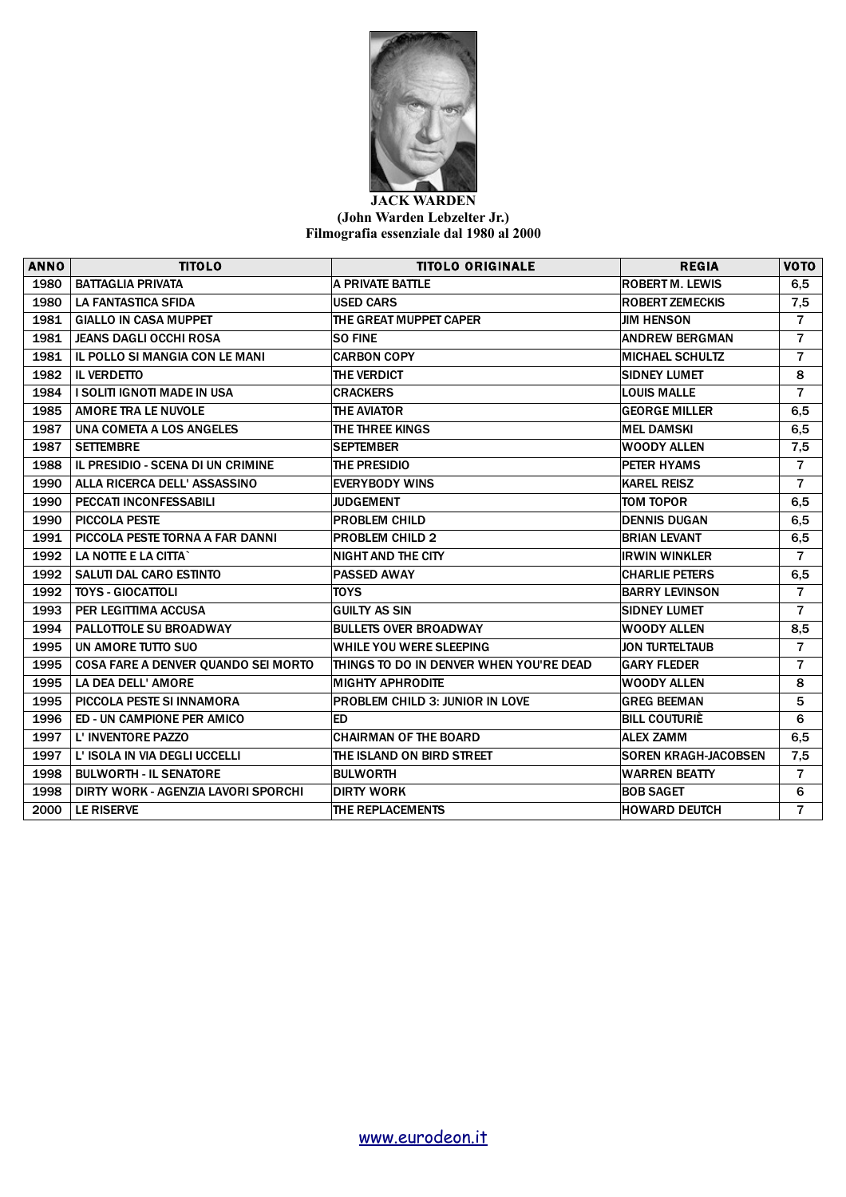**JACK WARDEN**
**(John Warden Lebzelter Jr.)**
**Filmografia essenziale dal 1980 al 2000**

| ANNO | TITOLO | TITOLO ORIGINALE | REGIA | VOTO |
|---|---|---|---|---|
| 1980 | BATTAGLIA PRIVATA | A PRIVATE BATTLE | ROBERT M. LEWIS | 6,5 |
| 1980 | LA FANTASTICA SFIDA | USED CARS | ROBERT ZEMECKIS | 7,5 |
| 1981 | GIALLO IN CASA MUPPET | THE GREAT MUPPET CAPER | JIM HENSON | 7 |
| 1981 | JEANS DAGLI OCCHI ROSA | SO FINE | ANDREW BERGMAN | 7 |
| 1981 | IL POLLO SI MANGIA CON LE MANI | CARBON COPY | MICHAEL SCHULTZ | 7 |
| 1982 | IL VERDETTO | THE VERDICT | SIDNEY LUMET | 8 |
| 1984 | I SOLITI IGNOTI MADE IN USA | CRACKERS | LOUIS MALLE | 7 |
| 1985 | AMORE TRA LE NUVOLE | THE AVIATOR | GEORGE MILLER | 6,5 |
| 1987 | UNA COMETA A LOS ANGELES | THE THREE KINGS | MEL DAMSKI | 6,5 |
| 1987 | SETTEMBRE | SEPTEMBER | WOODY ALLEN | 7,5 |
| 1988 | IL PRESIDIO - SCENA DI UN CRIMINE | THE PRESIDIO | PETER HYAMS | 7 |
| 1990 | ALLA RICERCA DELL' ASSASSINO | EVERYBODY WINS | KAREL REISZ | 7 |
| 1990 | PECCATI INCONFESSABILI | JUDGEMENT | TOM TOPOR | 6,5 |
| 1990 | PICCOLA PESTE | PROBLEM CHILD | DENNIS DUGAN | 6,5 |
| 1991 | PICCOLA PESTE TORNA A FAR DANNI | PROBLEM CHILD 2 | BRIAN LEVANT | 6,5 |
| 1992 | LA NOTTE E LA CITTA` | NIGHT AND THE CITY | IRWIN WINKLER | 7 |
| 1992 | SALUTI DAL CARO ESTINTO | PASSED AWAY | CHARLIE PETERS | 6,5 |
| 1992 | TOYS - GIOCATTOLI | TOYS | BARRY LEVINSON | 7 |
| 1993 | PER LEGITTIMA ACCUSA | GUILTY AS SIN | SIDNEY LUMET | 7 |
| 1994 | PALLOTTOLE SU BROADWAY | BULLETS OVER BROADWAY | WOODY ALLEN | 8,5 |
| 1995 | UN AMORE TUTTO SUO | WHILE YOU WERE SLEEPING | JON TURTELTAUB | 7 |
| 1995 | COSA FARE A DENVER QUANDO SEI MORTO | THINGS TO DO IN DENVER WHEN YOU'RE DEAD | GARY FLEDER | 7 |
| 1995 | LA DEA DELL' AMORE | MIGHTY APHRODITE | WOODY ALLEN | 8 |
| 1995 | PICCOLA PESTE SI INNAMORA | PROBLEM CHILD 3: JUNIOR IN LOVE | GREG BEEMAN | 5 |
| 1996 | ED - UN CAMPIONE PER AMICO | ED | BILL COUTURIÈ | 6 |
| 1997 | L' INVENTORE PAZZO | CHAIRMAN OF THE BOARD | ALEX ZAMM | 6,5 |
| 1997 | L' ISOLA IN VIA DEGLI UCCELLI | THE ISLAND ON BIRD STREET | SOREN KRAGH-JACOBSEN | 7,5 |
| 1998 | BULWORTH - IL SENATORE | BULWORTH | WARREN BEATTY | 7 |
| 1998 | DIRTY WORK - AGENZIA LAVORI SPORCHI | DIRTY WORK | BOB SAGET | 6 |
| 2000 | LE RISERVE | THE REPLACEMENTS | HOWARD DEUTCH | 7 |

www.eurodeon.it